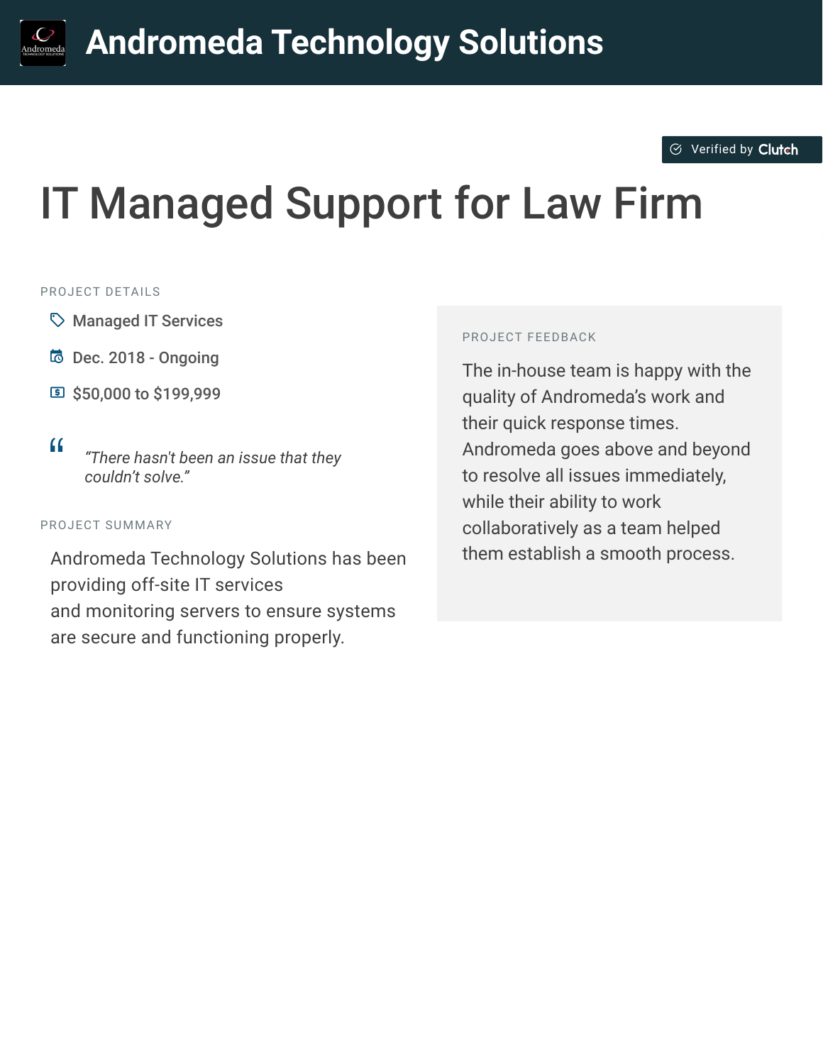# Andromeda Technology Solutions

Verified by Clutch

## IT Managed Support for Law Firm

PROJECT DETAILS

- Managed IT Services
- Dec. 2018 - Ongoing
- $50,000 to $199,999

> *"There hasn't been an issue that they couldn't solve."*

PROJECT SUMMARY

Andromeda Technology Solutions has been providing off-site IT services and monitoring servers to ensure systems are secure and functioning properly.

PROJECT FEEDBACK

The in-house team is happy with the quality of Andromeda's work and their quick response times. Andromeda goes above and beyond to resolve all issues immediately, while their ability to work collaboratively as a team helped them establish a smooth process.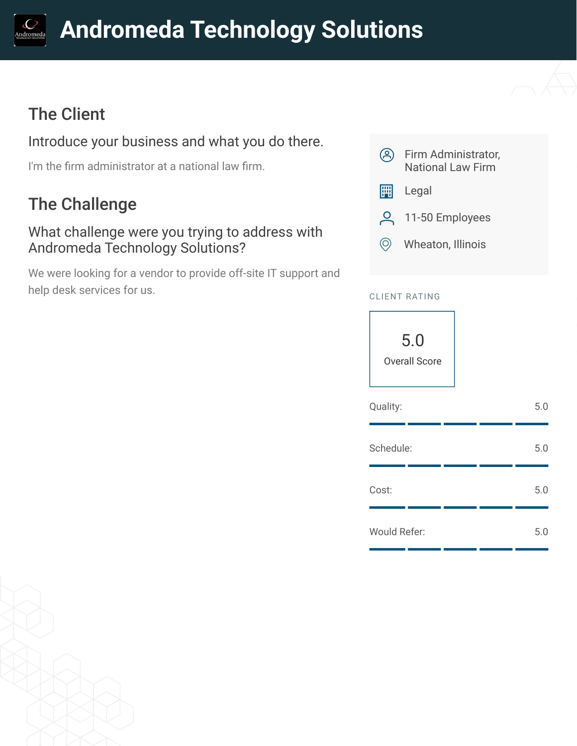# Andromeda Technology Solutions

## The Client

### Introduce your business and what you do there.

I'm the firm administrator at a national law firm.

## The Challenge

### What challenge were you trying to address with Andromeda Technology Solutions?

We were looking for a vendor to provide off-site IT support and help desk services for us.

Firm Administrator, National Law Firm

Legal

11-50 Employees

Wheaton, Illinois

CLIENT RATING

5.0
Overall Score

| Category | Score |
| --- | --- |
| Quality: | 5.0 |
| Schedule: | 5.0 |
| Cost: | 5.0 |
| Would Refer: | 5.0 |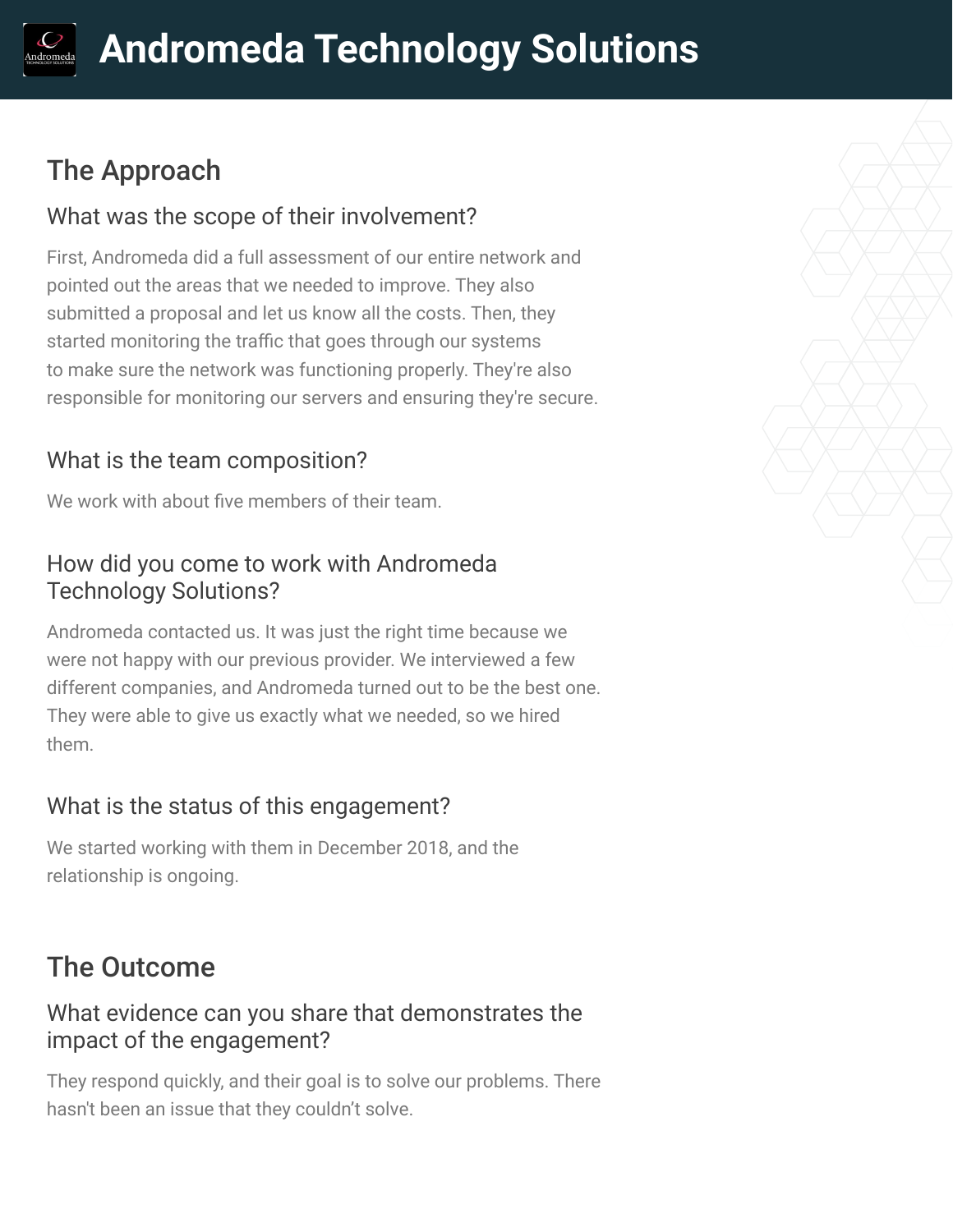# Andromeda Technology Solutions

## The Approach

### What was the scope of their involvement?

First, Andromeda did a full assessment of our entire network and pointed out the areas that we needed to improve. They also submitted a proposal and let us know all the costs. Then, they started monitoring the traffic that goes through our systems to make sure the network was functioning properly. They're also responsible for monitoring our servers and ensuring they're secure.

### What is the team composition?

We work with about five members of their team.

### How did you come to work with Andromeda Technology Solutions?

Andromeda contacted us. It was just the right time because we were not happy with our previous provider. We interviewed a few different companies, and Andromeda turned out to be the best one. They were able to give us exactly what we needed, so we hired them.

### What is the status of this engagement?

We started working with them in December 2018, and the relationship is ongoing.

## The Outcome

### What evidence can you share that demonstrates the impact of the engagement?

They respond quickly, and their goal is to solve our problems. There hasn't been an issue that they couldn't solve.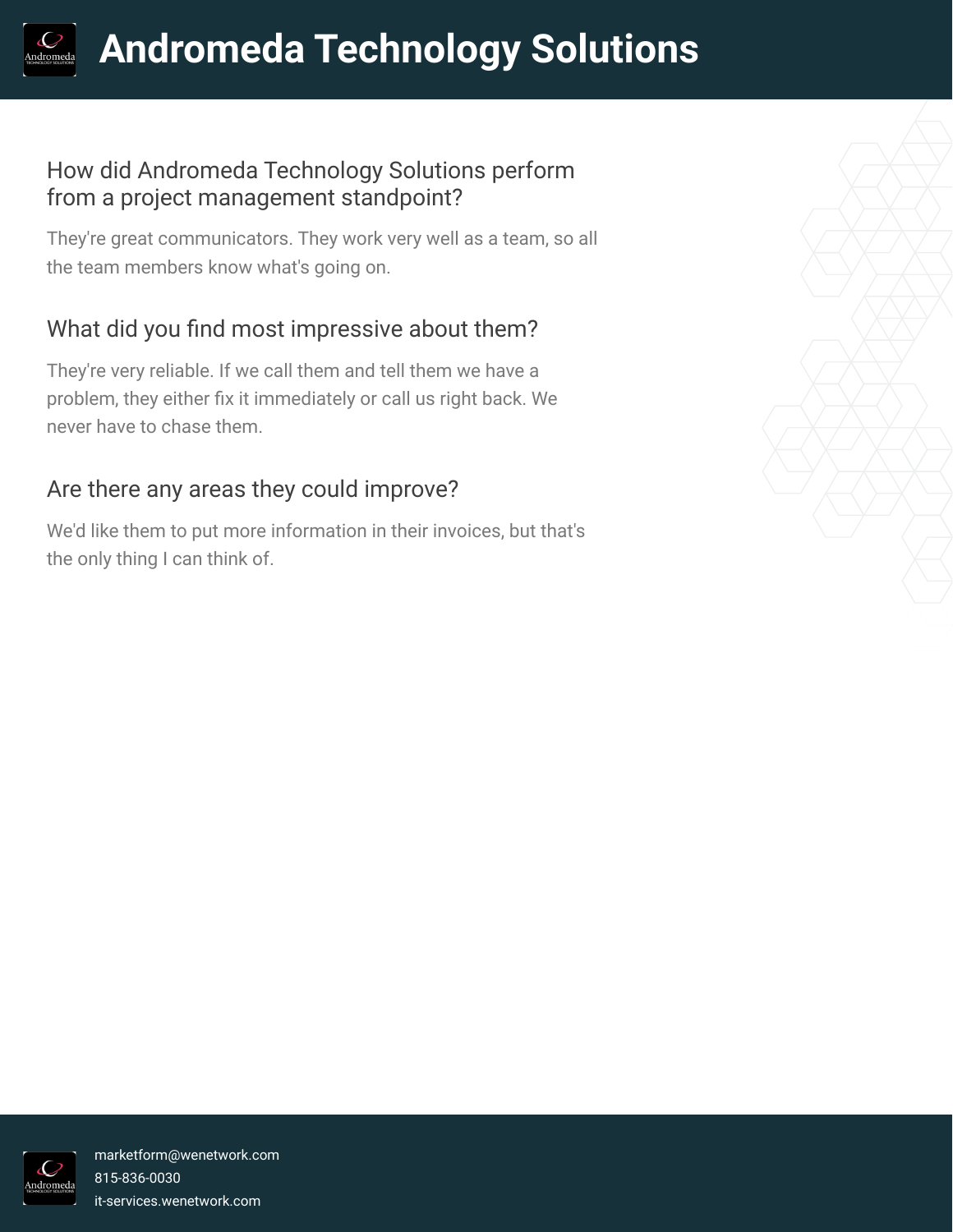## How did Andromeda Technology Solutions perform from a project management standpoint?

They're great communicators. They work very well as a team, so all the team members know what's going on.

## What did you find most impressive about them?

They're very reliable. If we call them and tell them we have a problem, they either fix it immediately or call us right back. We never have to chase them.

## Are there any areas they could improve?

We'd like them to put more information in their invoices, but that's the only thing I can think of.